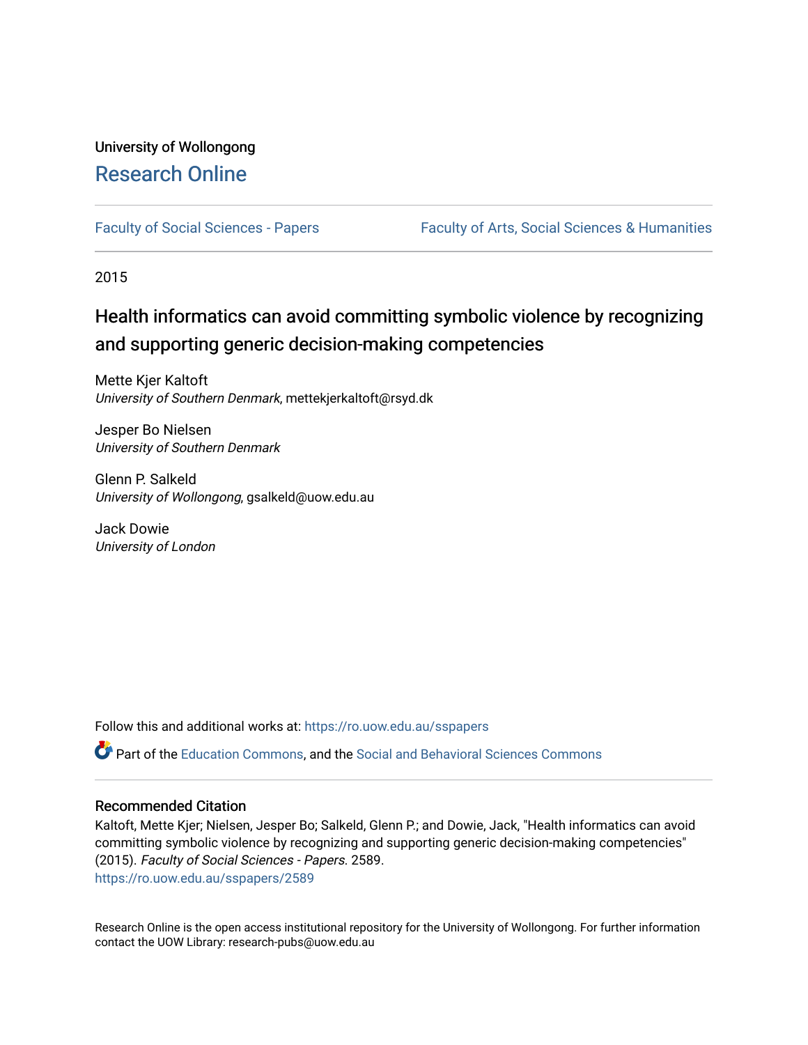University of Wollongong

# Research Online

Faculty of Social Sciences - Papers | Faculty of Arts, Social Sciences & Humanities

2015

## Health informatics can avoid committing symbolic violence by recognizing and supporting generic decision-making competencies

Mette Kjer Kaltoft
*University of Southern Denmark*, mettekjerkaltoft@rsyd.dk

Jesper Bo Nielsen
*University of Southern Denmark*

Glenn P. Salkeld
*University of Wollongong*, gsalkeld@uow.edu.au

Jack Dowie
*University of London*

Follow this and additional works at: https://ro.uow.edu.au/sspapers

Part of the Education Commons, and the Social and Behavioral Sciences Commons

### Recommended Citation

Kaltoft, Mette Kjer; Nielsen, Jesper Bo; Salkeld, Glenn P.; and Dowie, Jack, "Health informatics can avoid committing symbolic violence by recognizing and supporting generic decision-making competencies" (2015). *Faculty of Social Sciences - Papers*. 2589.
https://ro.uow.edu.au/sspapers/2589

Research Online is the open access institutional repository for the University of Wollongong. For further information contact the UOW Library: research-pubs@uow.edu.au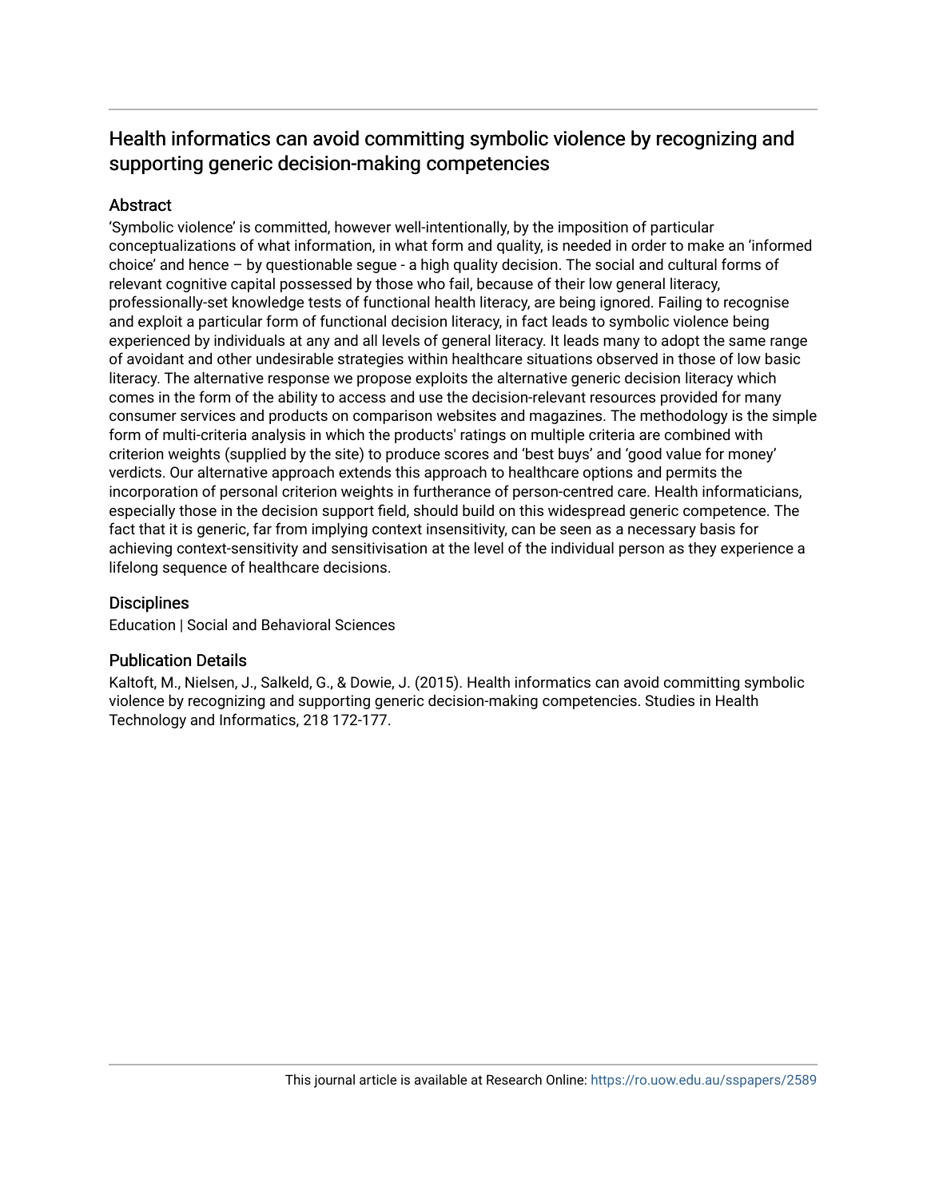# Health informatics can avoid committing symbolic violence by recognizing and supporting generic decision-making competencies

## Abstract

'Symbolic violence' is committed, however well-intentionally, by the imposition of particular conceptualizations of what information, in what form and quality, is needed in order to make an 'informed choice' and hence – by questionable segue - a high quality decision. The social and cultural forms of relevant cognitive capital possessed by those who fail, because of their low general literacy, professionally-set knowledge tests of functional health literacy, are being ignored. Failing to recognise and exploit a particular form of functional decision literacy, in fact leads to symbolic violence being experienced by individuals at any and all levels of general literacy. It leads many to adopt the same range of avoidant and other undesirable strategies within healthcare situations observed in those of low basic literacy. The alternative response we propose exploits the alternative generic decision literacy which comes in the form of the ability to access and use the decision-relevant resources provided for many consumer services and products on comparison websites and magazines. The methodology is the simple form of multi-criteria analysis in which the products' ratings on multiple criteria are combined with criterion weights (supplied by the site) to produce scores and 'best buys' and 'good value for money' verdicts. Our alternative approach extends this approach to healthcare options and permits the incorporation of personal criterion weights in furtherance of person-centred care. Health informaticians, especially those in the decision support field, should build on this widespread generic competence. The fact that it is generic, far from implying context insensitivity, can be seen as a necessary basis for achieving context-sensitivity and sensitivisation at the level of the individual person as they experience a lifelong sequence of healthcare decisions.

## Disciplines

Education | Social and Behavioral Sciences

## Publication Details

Kaltoft, M., Nielsen, J., Salkeld, G., & Dowie, J. (2015). Health informatics can avoid committing symbolic violence by recognizing and supporting generic decision-making competencies. Studies in Health Technology and Informatics, 218 172-177.

This journal article is available at Research Online: https://ro.uow.edu.au/sspapers/2589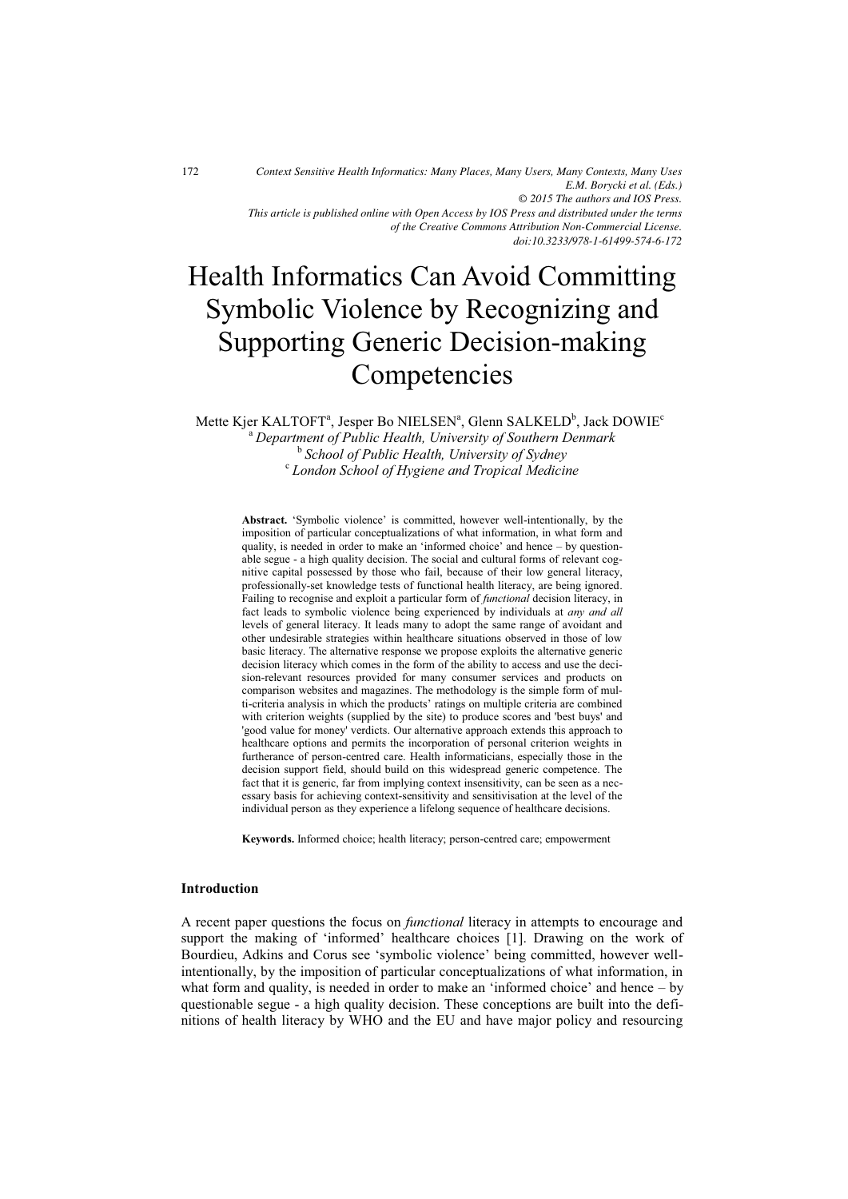# Health Informatics Can Avoid Committing Symbolic Violence by Recognizing and Supporting Generic Decision-making Competencies

Mette Kjer KALTOFT[a], Jesper Bo NIELSEN[a], Glenn SALKELD[b], Jack DOWIE[c]

[a] *Department of Public Health, University of Southern Denmark*
[b] *School of Public Health, University of Sydney*
[c] *London School of Hygiene and Tropical Medicine*

**Abstract.** 'Symbolic violence' is committed, however well-intentionally, by the imposition of particular conceptualizations of what information, in what form and quality, is needed in order to make an 'informed choice' and hence – by questionable segue - a high quality decision. The social and cultural forms of relevant cognitive capital possessed by those who fail, because of their low general literacy, professionally-set knowledge tests of functional health literacy, are being ignored. Failing to recognise and exploit a particular form of *functional* decision literacy, in fact leads to symbolic violence being experienced by individuals at *any and all* levels of general literacy. It leads many to adopt the same range of avoidant and other undesirable strategies within healthcare situations observed in those of low basic literacy. The alternative response we propose exploits the alternative generic decision literacy which comes in the form of the ability to access and use the decision-relevant resources provided for many consumer services and products on comparison websites and magazines. The methodology is the simple form of multi-criteria analysis in which the products' ratings on multiple criteria are combined with criterion weights (supplied by the site) to produce scores and 'best buys' and 'good value for money' verdicts. Our alternative approach extends this approach to healthcare options and permits the incorporation of personal criterion weights in furtherance of person-centred care. Health informaticians, especially those in the decision support field, should build on this widespread generic competence. The fact that it is generic, far from implying context insensitivity, can be seen as a necessary basis for achieving context-sensitivity and sensitivisation at the level of the individual person as they experience a lifelong sequence of healthcare decisions.

**Keywords.** Informed choice; health literacy; person-centred care; empowerment

## Introduction

A recent paper questions the focus on *functional* literacy in attempts to encourage and support the making of 'informed' healthcare choices [1]. Drawing on the work of Bourdieu, Adkins and Corus see 'symbolic violence' being committed, however well-intentionally, by the imposition of particular conceptualizations of what information, in what form and quality, is needed in order to make an 'informed choice' and hence – by questionable segue - a high quality decision. These conceptions are built into the definitions of health literacy by WHO and the EU and have major policy and resourcing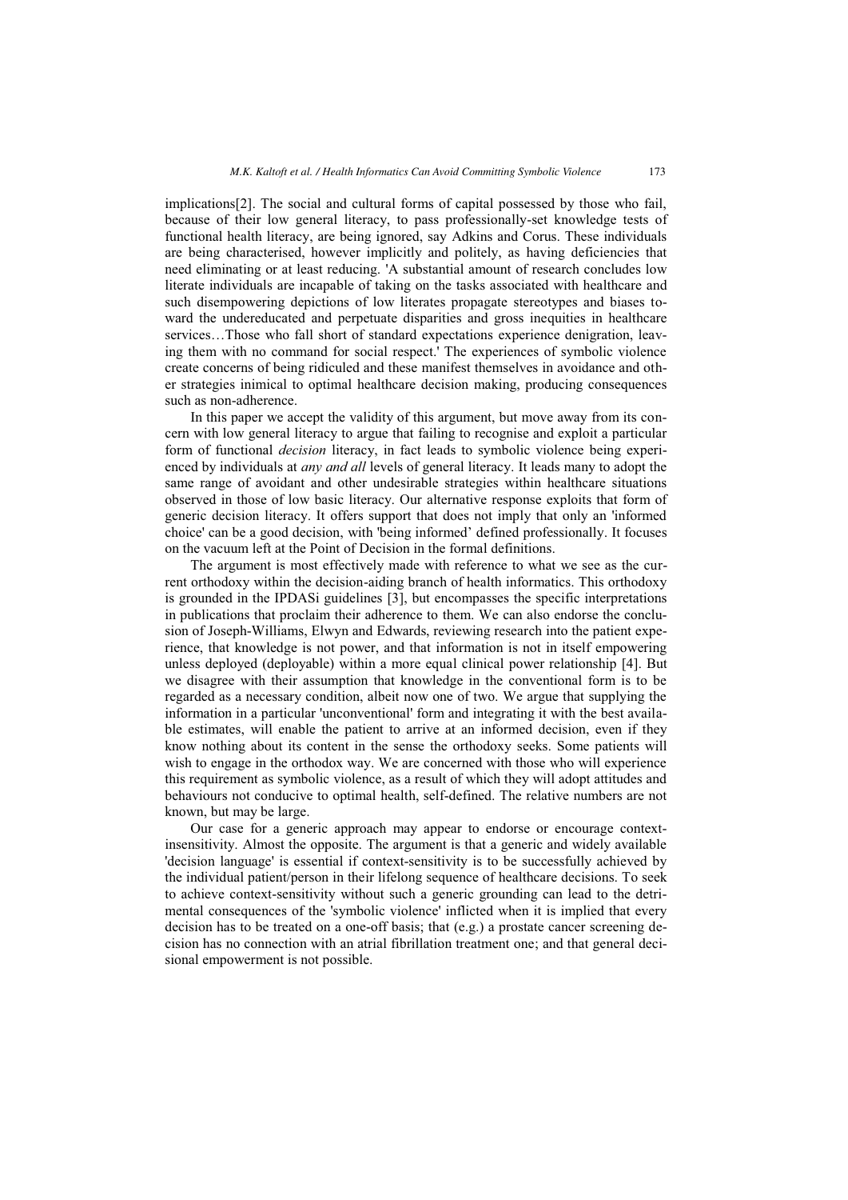implications[2]. The social and cultural forms of capital possessed by those who fail, because of their low general literacy, to pass professionally-set knowledge tests of functional health literacy, are being ignored, say Adkins and Corus. These individuals are being characterised, however implicitly and politely, as having deficiencies that need eliminating or at least reducing. 'A substantial amount of research concludes low literate individuals are incapable of taking on the tasks associated with healthcare and such disempowering depictions of low literates propagate stereotypes and biases toward the undereducated and perpetuate disparities and gross inequities in healthcare services…Those who fall short of standard expectations experience denigration, leaving them with no command for social respect.' The experiences of symbolic violence create concerns of being ridiculed and these manifest themselves in avoidance and other strategies inimical to optimal healthcare decision making, producing consequences such as non-adherence.

In this paper we accept the validity of this argument, but move away from its concern with low general literacy to argue that failing to recognise and exploit a particular form of functional *decision* literacy, in fact leads to symbolic violence being experienced by individuals at *any and all* levels of general literacy. It leads many to adopt the same range of avoidant and other undesirable strategies within healthcare situations observed in those of low basic literacy. Our alternative response exploits that form of generic decision literacy. It offers support that does not imply that only an 'informed choice' can be a good decision, with 'being informed' defined professionally. It focuses on the vacuum left at the Point of Decision in the formal definitions.

The argument is most effectively made with reference to what we see as the current orthodoxy within the decision-aiding branch of health informatics. This orthodoxy is grounded in the IPDASi guidelines [3], but encompasses the specific interpretations in publications that proclaim their adherence to them. We can also endorse the conclusion of Joseph-Williams, Elwyn and Edwards, reviewing research into the patient experience, that knowledge is not power, and that information is not in itself empowering unless deployed (deployable) within a more equal clinical power relationship [4]. But we disagree with their assumption that knowledge in the conventional form is to be regarded as a necessary condition, albeit now one of two. We argue that supplying the information in a particular 'unconventional' form and integrating it with the best available estimates, will enable the patient to arrive at an informed decision, even if they know nothing about its content in the sense the orthodoxy seeks. Some patients will wish to engage in the orthodox way. We are concerned with those who will experience this requirement as symbolic violence, as a result of which they will adopt attitudes and behaviours not conducive to optimal health, self-defined. The relative numbers are not known, but may be large.

Our case for a generic approach may appear to endorse or encourage context-insensitivity. Almost the opposite. The argument is that a generic and widely available 'decision language' is essential if context-sensitivity is to be successfully achieved by the individual patient/person in their lifelong sequence of healthcare decisions. To seek to achieve context-sensitivity without such a generic grounding can lead to the detrimental consequences of the 'symbolic violence' inflicted when it is implied that every decision has to be treated on a one-off basis; that (e.g.) a prostate cancer screening decision has no connection with an atrial fibrillation treatment one; and that general decisional empowerment is not possible.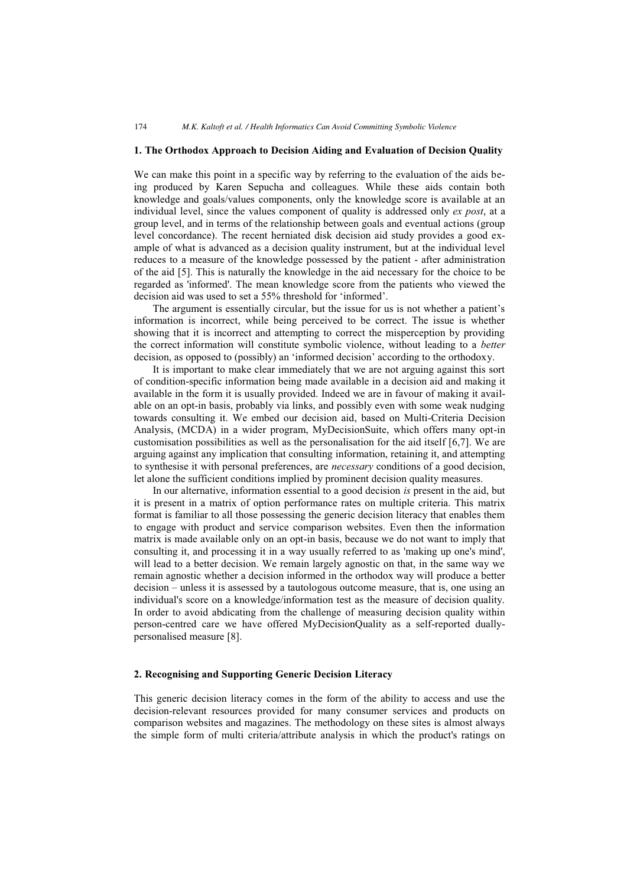## 1. The Orthodox Approach to Decision Aiding and Evaluation of Decision Quality

We can make this point in a specific way by referring to the evaluation of the aids being produced by Karen Sepucha and colleagues. While these aids contain both knowledge and goals/values components, only the knowledge score is available at an individual level, since the values component of quality is addressed only *ex post*, at a group level, and in terms of the relationship between goals and eventual actions (group level concordance). The recent herniated disk decision aid study provides a good example of what is advanced as a decision quality instrument, but at the individual level reduces to a measure of the knowledge possessed by the patient - after administration of the aid [5]. This is naturally the knowledge in the aid necessary for the choice to be regarded as 'informed'. The mean knowledge score from the patients who viewed the decision aid was used to set a 55% threshold for 'informed'.

The argument is essentially circular, but the issue for us is not whether a patient's information is incorrect, while being perceived to be correct. The issue is whether showing that it is incorrect and attempting to correct the misperception by providing the correct information will constitute symbolic violence, without leading to a *better* decision, as opposed to (possibly) an 'informed decision' according to the orthodoxy.

It is important to make clear immediately that we are not arguing against this sort of condition-specific information being made available in a decision aid and making it available in the form it is usually provided. Indeed we are in favour of making it available on an opt-in basis, probably via links, and possibly even with some weak nudging towards consulting it. We embed our decision aid, based on Multi-Criteria Decision Analysis, (MCDA) in a wider program, MyDecisionSuite, which offers many opt-in customisation possibilities as well as the personalisation for the aid itself [6,7]. We are arguing against any implication that consulting information, retaining it, and attempting to synthesise it with personal preferences, are *necessary* conditions of a good decision, let alone the sufficient conditions implied by prominent decision quality measures.

In our alternative, information essential to a good decision *is* present in the aid, but it is present in a matrix of option performance rates on multiple criteria. This matrix format is familiar to all those possessing the generic decision literacy that enables them to engage with product and service comparison websites. Even then the information matrix is made available only on an opt-in basis, because we do not want to imply that consulting it, and processing it in a way usually referred to as 'making up one's mind', will lead to a better decision. We remain largely agnostic on that, in the same way we remain agnostic whether a decision informed in the orthodox way will produce a better decision – unless it is assessed by a tautologous outcome measure, that is, one using an individual's score on a knowledge/information test as the measure of decision quality. In order to avoid abdicating from the challenge of measuring decision quality within person-centred care we have offered MyDecisionQuality as a self-reported dually-personalised measure [8].

## 2. Recognising and Supporting Generic Decision Literacy

This generic decision literacy comes in the form of the ability to access and use the decision-relevant resources provided for many consumer services and products on comparison websites and magazines. The methodology on these sites is almost always the simple form of multi criteria/attribute analysis in which the product's ratings on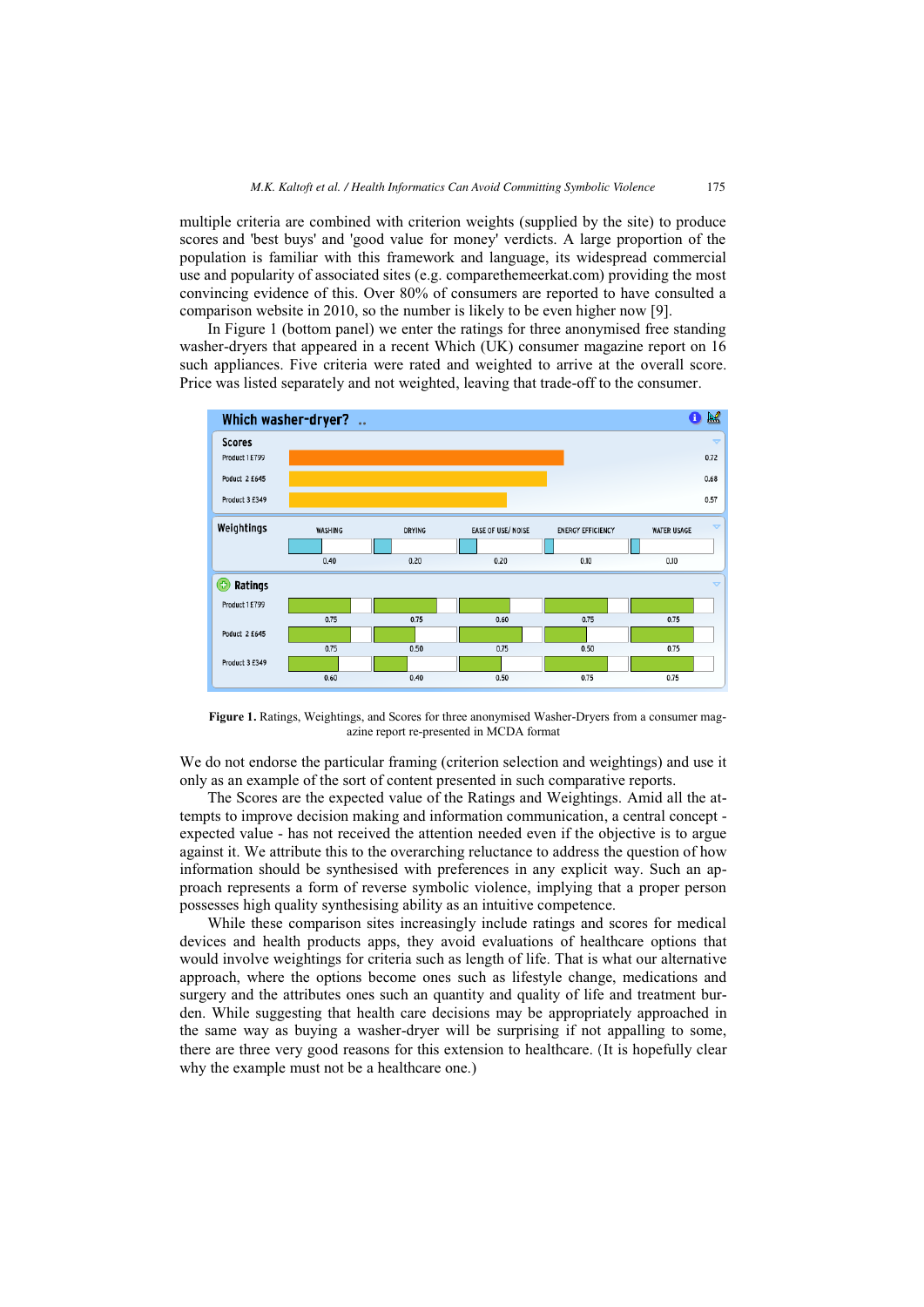multiple criteria are combined with criterion weights (supplied by the site) to produce scores and 'best buys' and 'good value for money' verdicts. A large proportion of the population is familiar with this framework and language, its widespread commercial use and popularity of associated sites (e.g. comparethemeerkat.com) providing the most convincing evidence of this. Over 80% of consumers are reported to have consulted a comparison website in 2010, so the number is likely to be even higher now [9].

In Figure 1 (bottom panel) we enter the ratings for three anonymised free standing washer-dryers that appeared in a recent Which (UK) consumer magazine report on 16 such appliances. Five criteria were rated and weighted to arrive at the overall score. Price was listed separately and not weighted, leaving that trade-off to the consumer.

**Which washer-dryer?**

| Scores | |
|---|---|
| Product 1 £799 | 0.72 |
| Poduct 2 £645 | 0.68 |
| Product 3 £349 | 0.57 |

| | WASHING | DRYING | EASE OF USE/ NOISE | ENERGY EFFICIENCY | WATER USAGE |
|---|---|---|---|---|---|
| Weightings | 0.40 | 0.20 | 0.20 | 0.10 | 0.10 |
| **Ratings** | | | | | |
| Product 1 £799 | 0.75 | 0.75 | 0.60 | 0.75 | 0.75 |
| Poduct 2 £645 | 0.75 | 0.50 | 0.75 | 0.50 | 0.75 |
| Product 3 £349 | 0.60 | 0.40 | 0.50 | 0.75 | 0.75 |

**Figure 1.** Ratings, Weightings, and Scores for three anonymised Washer-Dryers from a consumer magazine report re-presented in MCDA format

We do not endorse the particular framing (criterion selection and weightings) and use it only as an example of the sort of content presented in such comparative reports.

The Scores are the expected value of the Ratings and Weightings. Amid all the attempts to improve decision making and information communication, a central concept - expected value - has not received the attention needed even if the objective is to argue against it. We attribute this to the overarching reluctance to address the question of how information should be synthesised with preferences in any explicit way. Such an approach represents a form of reverse symbolic violence, implying that a proper person possesses high quality synthesising ability as an intuitive competence.

While these comparison sites increasingly include ratings and scores for medical devices and health products apps, they avoid evaluations of healthcare options that would involve weightings for criteria such as length of life. That is what our alternative approach, where the options become ones such as lifestyle change, medications and surgery and the attributes ones such an quantity and quality of life and treatment burden. While suggesting that health care decisions may be appropriately approached in the same way as buying a washer-dryer will be surprising if not appalling to some, there are three very good reasons for this extension to healthcare. (It is hopefully clear why the example must not be a healthcare one.)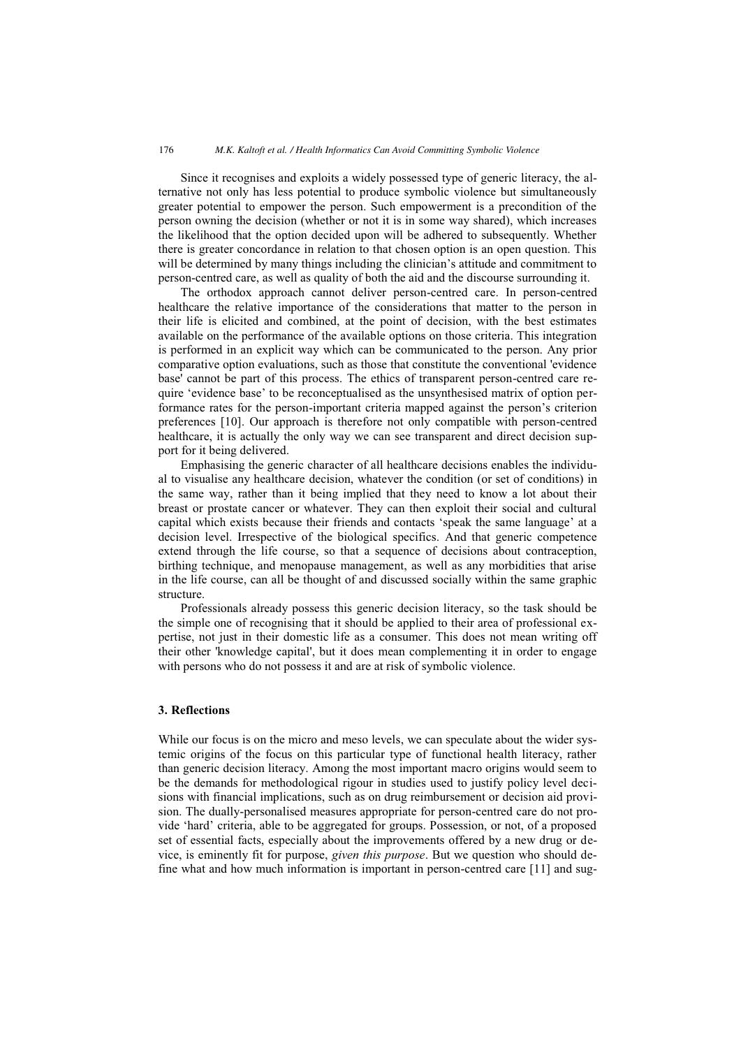Since it recognises and exploits a widely possessed type of generic literacy, the alternative not only has less potential to produce symbolic violence but simultaneously greater potential to empower the person. Such empowerment is a precondition of the person owning the decision (whether or not it is in some way shared), which increases the likelihood that the option decided upon will be adhered to subsequently. Whether there is greater concordance in relation to that chosen option is an open question. This will be determined by many things including the clinician's attitude and commitment to person-centred care, as well as quality of both the aid and the discourse surrounding it.

The orthodox approach cannot deliver person-centred care. In person-centred healthcare the relative importance of the considerations that matter to the person in their life is elicited and combined, at the point of decision, with the best estimates available on the performance of the available options on those criteria. This integration is performed in an explicit way which can be communicated to the person. Any prior comparative option evaluations, such as those that constitute the conventional 'evidence base' cannot be part of this process. The ethics of transparent person-centred care require 'evidence base' to be reconceptualised as the unsynthesised matrix of option performance rates for the person-important criteria mapped against the person's criterion preferences [10]. Our approach is therefore not only compatible with person-centred healthcare, it is actually the only way we can see transparent and direct decision support for it being delivered.

Emphasising the generic character of all healthcare decisions enables the individual to visualise any healthcare decision, whatever the condition (or set of conditions) in the same way, rather than it being implied that they need to know a lot about their breast or prostate cancer or whatever. They can then exploit their social and cultural capital which exists because their friends and contacts 'speak the same language' at a decision level. Irrespective of the biological specifics. And that generic competence extend through the life course, so that a sequence of decisions about contraception, birthing technique, and menopause management, as well as any morbidities that arise in the life course, can all be thought of and discussed socially within the same graphic structure.

Professionals already possess this generic decision literacy, so the task should be the simple one of recognising that it should be applied to their area of professional expertise, not just in their domestic life as a consumer. This does not mean writing off their other 'knowledge capital', but it does mean complementing it in order to engage with persons who do not possess it and are at risk of symbolic violence.

## 3. Reflections

While our focus is on the micro and meso levels, we can speculate about the wider systemic origins of the focus on this particular type of functional health literacy, rather than generic decision literacy. Among the most important macro origins would seem to be the demands for methodological rigour in studies used to justify policy level decisions with financial implications, such as on drug reimbursement or decision aid provision. The dually-personalised measures appropriate for person-centred care do not provide 'hard' criteria, able to be aggregated for groups. Possession, or not, of a proposed set of essential facts, especially about the improvements offered by a new drug or device, is eminently fit for purpose, *given this purpose*. But we question who should define what and how much information is important in person-centred care [11] and sug-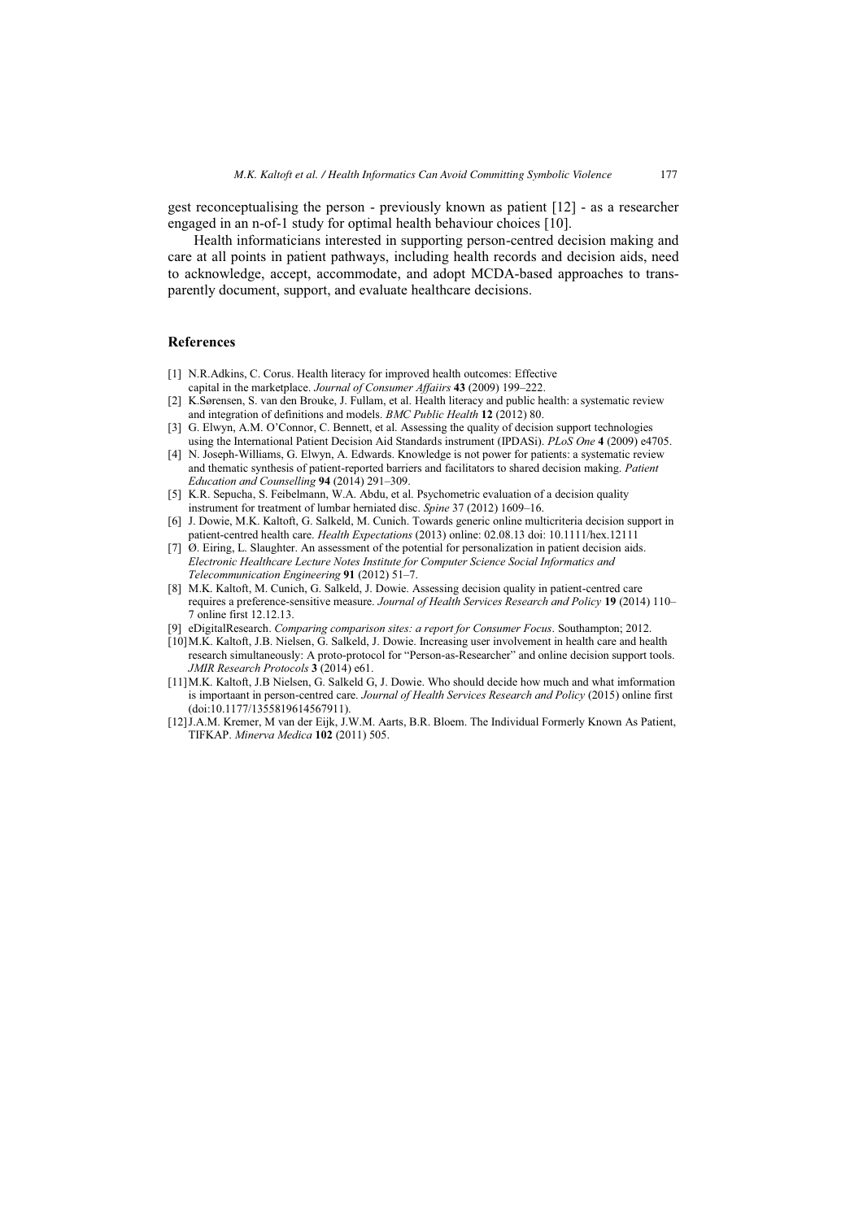gest reconceptualising the person - previously known as patient [12] - as a researcher engaged in an n-of-1 study for optimal health behaviour choices [10].

Health informaticians interested in supporting person-centred decision making and care at all points in patient pathways, including health records and decision aids, need to acknowledge, accept, accommodate, and adopt MCDA-based approaches to transparently document, support, and evaluate healthcare decisions.

## References

[1] N.R.Adkins, C. Corus. Health literacy for improved health outcomes: Effective capital in the marketplace. *Journal of Consumer Affaiirs* **43** (2009) 199–222.

[2] K.Sørensen, S. van den Brouke, J. Fullam, et al. Health literacy and public health: a systematic review and integration of definitions and models. *BMC Public Health* **12** (2012) 80.

[3] G. Elwyn, A.M. O'Connor, C. Bennett, et al. Assessing the quality of decision support technologies using the International Patient Decision Aid Standards instrument (IPDASi). *PLoS One* **4** (2009) e4705.

[4] N. Joseph-Williams, G. Elwyn, A. Edwards. Knowledge is not power for patients: a systematic review and thematic synthesis of patient-reported barriers and facilitators to shared decision making. *Patient Education and Counselling* **94** (2014) 291–309.

[5] K.R. Sepucha, S. Feibelmann, W.A. Abdu, et al. Psychometric evaluation of a decision quality instrument for treatment of lumbar herniated disc. *Spine* 37 (2012) 1609–16.

[6] J. Dowie, M.K. Kaltoft, G. Salkeld, M. Cunich. Towards generic online multicriteria decision support in patient-centred health care. *Health Expectations* (2013) online: 02.08.13 doi: 10.1111/hex.12111

[7] Ø. Eiring, L. Slaughter. An assessment of the potential for personalization in patient decision aids. *Electronic Healthcare Lecture Notes Institute for Computer Science Social Informatics and Telecommunication Engineering* **91** (2012) 51–7.

[8] M.K. Kaltoft, M. Cunich, G. Salkeld, J. Dowie. Assessing decision quality in patient-centred care requires a preference-sensitive measure. *Journal of Health Services Research and Policy* **19** (2014) 110–7 online first 12.12.13.

[9] eDigitalResearch. *Comparing comparison sites: a report for Consumer Focus*. Southampton; 2012.

[10] M.K. Kaltoft, J.B. Nielsen, G. Salkeld, J. Dowie. Increasing user involvement in health care and health research simultaneously: A proto-protocol for "Person-as-Researcher" and online decision support tools. *JMIR Research Protocols* **3** (2014) e61.

[11] M.K. Kaltoft, J.B Nielsen, G. Salkeld G, J. Dowie. Who should decide how much and what imformation is importaant in person-centred care. *Journal of Health Services Research and Policy* (2015) online first (doi:10.1177/1355819614567911).

[12] J.A.M. Kremer, M van der Eijk, J.W.M. Aarts, B.R. Bloem. The Individual Formerly Known As Patient, TIFKAP. *Minerva Medica* **102** (2011) 505.